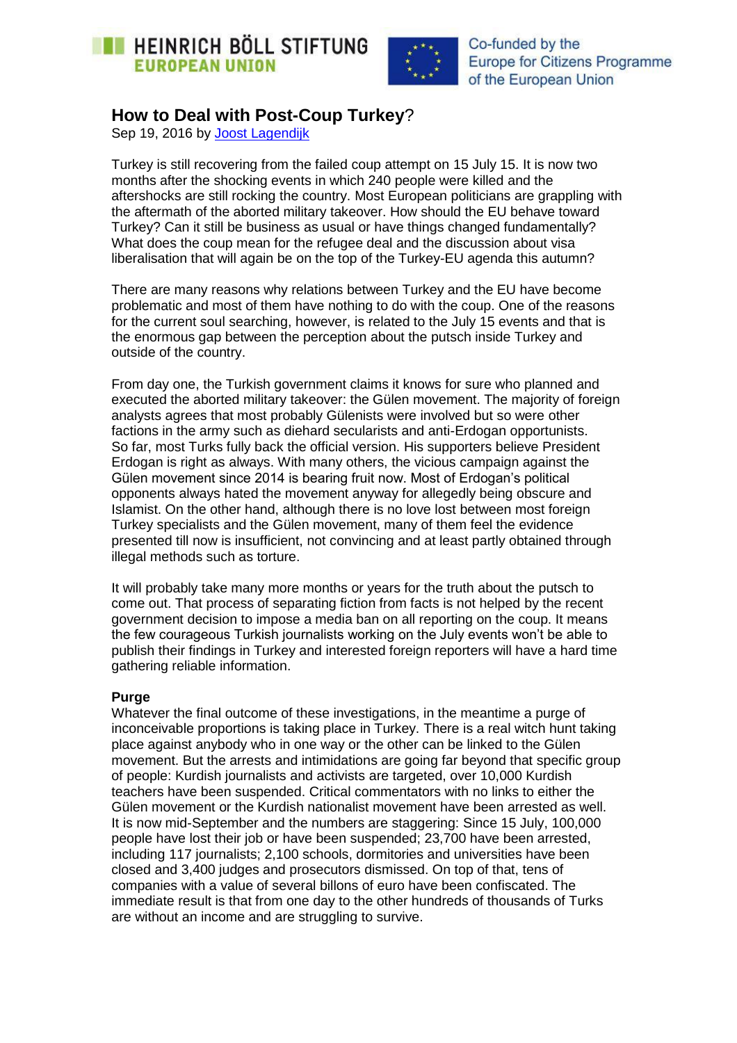HEINRICH BÖLL STIFTUNG
EUROPEAN UNION

Co-funded by the Europe for Citizens Programme of the European Union

# How to Deal with Post-Coup Turkey?

Sep 19, 2016 by [Joost Lagendijk]

Turkey is still recovering from the failed coup attempt on 15 July 15. It is now two months after the shocking events in which 240 people were killed and the aftershocks are still rocking the country. Most European politicians are grappling with the aftermath of the aborted military takeover. How should the EU behave toward Turkey? Can it still be business as usual or have things changed fundamentally? What does the coup mean for the refugee deal and the discussion about visa liberalisation that will again be on the top of the Turkey-EU agenda this autumn?

There are many reasons why relations between Turkey and the EU have become problematic and most of them have nothing to do with the coup. One of the reasons for the current soul searching, however, is related to the July 15 events and that is the enormous gap between the perception about the putsch inside Turkey and outside of the country.

From day one, the Turkish government claims it knows for sure who planned and executed the aborted military takeover: the Gülen movement. The majority of foreign analysts agrees that most probably Gülenists were involved but so were other factions in the army such as diehard secularists and anti-Erdogan opportunists. So far, most Turks fully back the official version. His supporters believe President Erdogan is right as always. With many others, the vicious campaign against the Gülen movement since 2014 is bearing fruit now. Most of Erdogan's political opponents always hated the movement anyway for allegedly being obscure and Islamist. On the other hand, although there is no love lost between most foreign Turkey specialists and the Gülen movement, many of them feel the evidence presented till now is insufficient, not convincing and at least partly obtained through illegal methods such as torture.

It will probably take many more months or years for the truth about the putsch to come out. That process of separating fiction from facts is not helped by the recent government decision to impose a media ban on all reporting on the coup. It means the few courageous Turkish journalists working on the July events won't be able to publish their findings in Turkey and interested foreign reporters will have a hard time gathering reliable information.

**Purge**

Whatever the final outcome of these investigations, in the meantime a purge of inconceivable proportions is taking place in Turkey. There is a real witch hunt taking place against anybody who in one way or the other can be linked to the Gülen movement. But the arrests and intimidations are going far beyond that specific group of people: Kurdish journalists and activists are targeted, over 10,000 Kurdish teachers have been suspended. Critical commentators with no links to either the Gülen movement or the Kurdish nationalist movement have been arrested as well. It is now mid-September and the numbers are staggering: Since 15 July, 100,000 people have lost their job or have been suspended; 23,700 have been arrested, including 117 journalists; 2,100 schools, dormitories and universities have been closed and 3,400 judges and prosecutors dismissed. On top of that, tens of companies with a value of several billons of euro have been confiscated. The immediate result is that from one day to the other hundreds of thousands of Turks are without an income and are struggling to survive.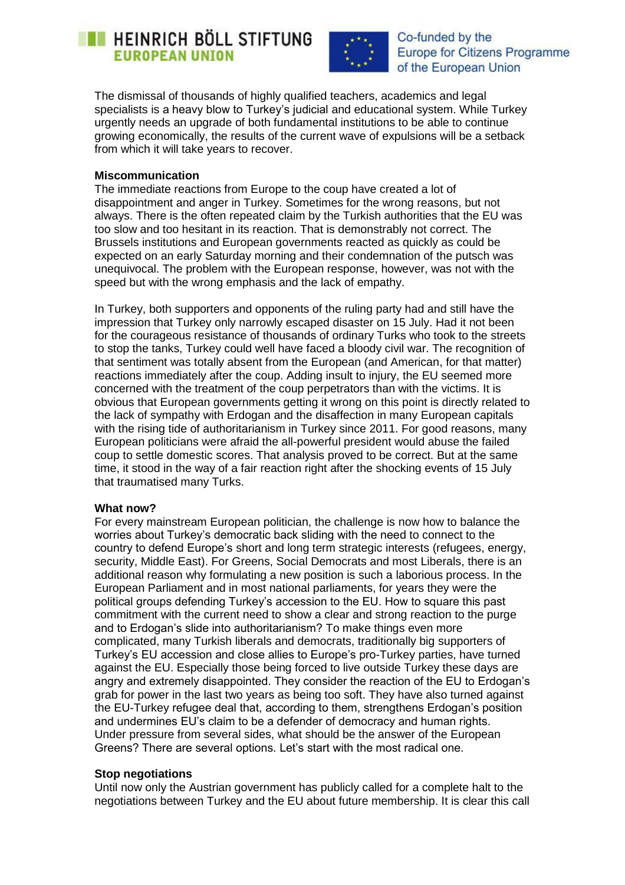The dismissal of thousands of highly qualified teachers, academics and legal specialists is a heavy blow to Turkey's judicial and educational system. While Turkey urgently needs an upgrade of both fundamental institutions to be able to continue growing economically, the results of the current wave of expulsions will be a setback from which it will take years to recover.

**Miscommunication**

The immediate reactions from Europe to the coup have created a lot of disappointment and anger in Turkey. Sometimes for the wrong reasons, but not always. There is the often repeated claim by the Turkish authorities that the EU was too slow and too hesitant in its reaction. That is demonstrably not correct. The Brussels institutions and European governments reacted as quickly as could be expected on an early Saturday morning and their condemnation of the putsch was unequivocal. The problem with the European response, however, was not with the speed but with the wrong emphasis and the lack of empathy.

In Turkey, both supporters and opponents of the ruling party had and still have the impression that Turkey only narrowly escaped disaster on 15 July. Had it not been for the courageous resistance of thousands of ordinary Turks who took to the streets to stop the tanks, Turkey could well have faced a bloody civil war. The recognition of that sentiment was totally absent from the European (and American, for that matter) reactions immediately after the coup. Adding insult to injury, the EU seemed more concerned with the treatment of the coup perpetrators than with the victims. It is obvious that European governments getting it wrong on this point is directly related to the lack of sympathy with Erdogan and the disaffection in many European capitals with the rising tide of authoritarianism in Turkey since 2011. For good reasons, many European politicians were afraid the all-powerful president would abuse the failed coup to settle domestic scores. That analysis proved to be correct. But at the same time, it stood in the way of a fair reaction right after the shocking events of 15 July that traumatised many Turks.

**What now?**

For every mainstream European politician, the challenge is now how to balance the worries about Turkey's democratic back sliding with the need to connect to the country to defend Europe's short and long term strategic interests (refugees, energy, security, Middle East). For Greens, Social Democrats and most Liberals, there is an additional reason why formulating a new position is such a laborious process. In the European Parliament and in most national parliaments, for years they were the political groups defending Turkey's accession to the EU. How to square this past commitment with the current need to show a clear and strong reaction to the purge and to Erdogan's slide into authoritarianism? To make things even more complicated, many Turkish liberals and democrats, traditionally big supporters of Turkey's EU accession and close allies to Europe's pro-Turkey parties, have turned against the EU. Especially those being forced to live outside Turkey these days are angry and extremely disappointed. They consider the reaction of the EU to Erdogan's grab for power in the last two years as being too soft. They have also turned against the EU-Turkey refugee deal that, according to them, strengthens Erdogan's position and undermines EU's claim to be a defender of democracy and human rights. Under pressure from several sides, what should be the answer of the European Greens? There are several options. Let's start with the most radical one.

**Stop negotiations**

Until now only the Austrian government has publicly called for a complete halt to the negotiations between Turkey and the EU about future membership. It is clear this call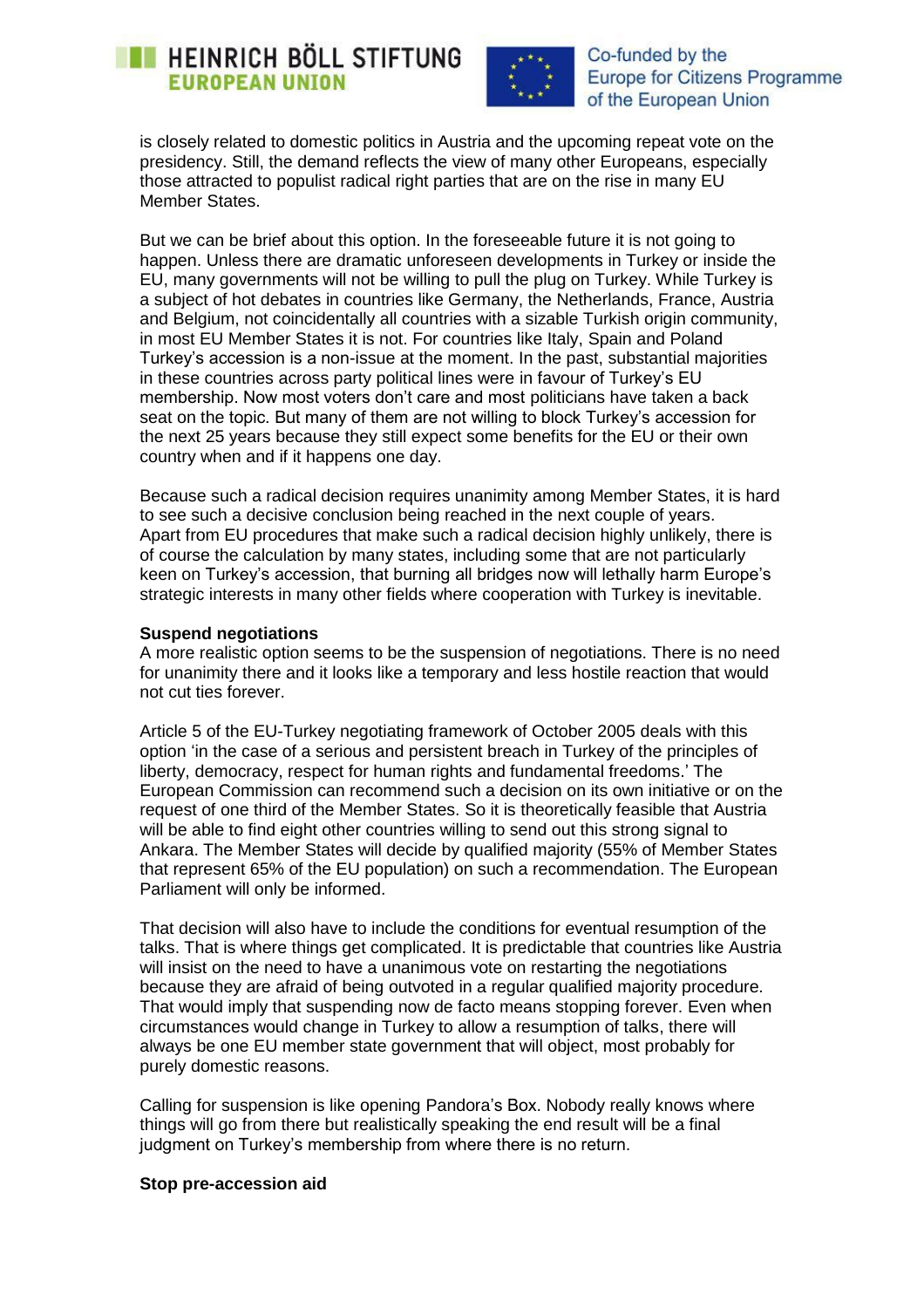is closely related to domestic politics in Austria and the upcoming repeat vote on the presidency. Still, the demand reflects the view of many other Europeans, especially those attracted to populist radical right parties that are on the rise in many EU Member States.

But we can be brief about this option. In the foreseeable future it is not going to happen. Unless there are dramatic unforeseen developments in Turkey or inside the EU, many governments will not be willing to pull the plug on Turkey. While Turkey is a subject of hot debates in countries like Germany, the Netherlands, France, Austria and Belgium, not coincidentally all countries with a sizable Turkish origin community, in most EU Member States it is not. For countries like Italy, Spain and Poland Turkey's accession is a non-issue at the moment. In the past, substantial majorities in these countries across party political lines were in favour of Turkey's EU membership. Now most voters don't care and most politicians have taken a back seat on the topic. But many of them are not willing to block Turkey's accession for the next 25 years because they still expect some benefits for the EU or their own country when and if it happens one day.

Because such a radical decision requires unanimity among Member States, it is hard to see such a decisive conclusion being reached in the next couple of years. Apart from EU procedures that make such a radical decision highly unlikely, there is of course the calculation by many states, including some that are not particularly keen on Turkey's accession, that burning all bridges now will lethally harm Europe's strategic interests in many other fields where cooperation with Turkey is inevitable.

**Suspend negotiations**

A more realistic option seems to be the suspension of negotiations. There is no need for unanimity there and it looks like a temporary and less hostile reaction that would not cut ties forever.

Article 5 of the EU-Turkey negotiating framework of October 2005 deals with this option 'in the case of a serious and persistent breach in Turkey of the principles of liberty, democracy, respect for human rights and fundamental freedoms.' The European Commission can recommend such a decision on its own initiative or on the request of one third of the Member States. So it is theoretically feasible that Austria will be able to find eight other countries willing to send out this strong signal to Ankara. The Member States will decide by qualified majority (55% of Member States that represent 65% of the EU population) on such a recommendation. The European Parliament will only be informed.

That decision will also have to include the conditions for eventual resumption of the talks. That is where things get complicated. It is predictable that countries like Austria will insist on the need to have a unanimous vote on restarting the negotiations because they are afraid of being outvoted in a regular qualified majority procedure. That would imply that suspending now de facto means stopping forever. Even when circumstances would change in Turkey to allow a resumption of talks, there will always be one EU member state government that will object, most probably for purely domestic reasons.

Calling for suspension is like opening Pandora's Box. Nobody really knows where things will go from there but realistically speaking the end result will be a final judgment on Turkey's membership from where there is no return.

**Stop pre-accession aid**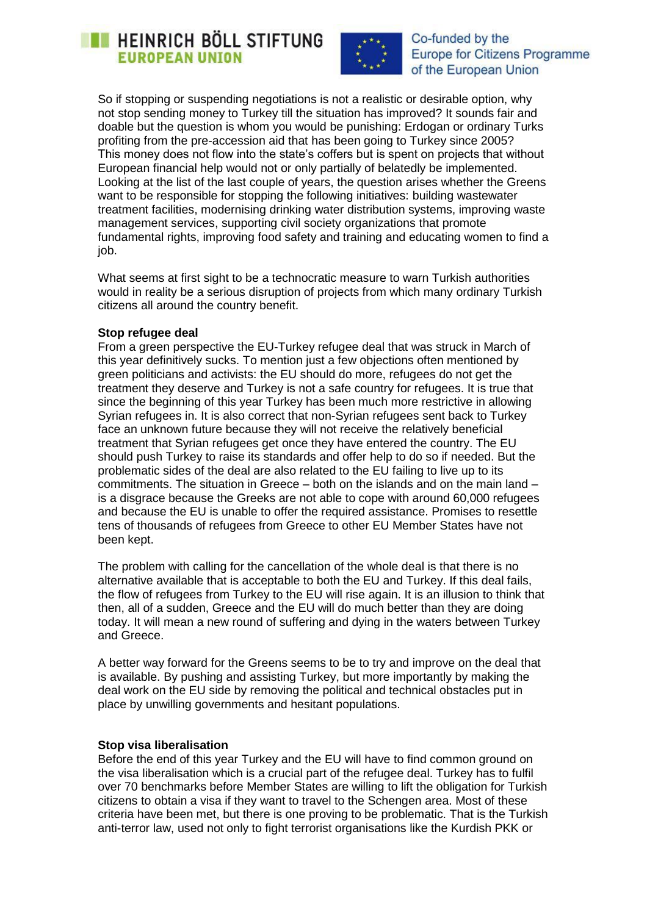So if stopping or suspending negotiations is not a realistic or desirable option, why not stop sending money to Turkey till the situation has improved? It sounds fair and doable but the question is whom you would be punishing: Erdogan or ordinary Turks profiting from the pre-accession aid that has been going to Turkey since 2005? This money does not flow into the state's coffers but is spent on projects that without European financial help would not or only partially of belatedly be implemented. Looking at the list of the last couple of years, the question arises whether the Greens want to be responsible for stopping the following initiatives: building wastewater treatment facilities, modernising drinking water distribution systems, improving waste management services, supporting civil society organizations that promote fundamental rights, improving food safety and training and educating women to find a job.

What seems at first sight to be a technocratic measure to warn Turkish authorities would in reality be a serious disruption of projects from which many ordinary Turkish citizens all around the country benefit.

**Stop refugee deal**

From a green perspective the EU-Turkey refugee deal that was struck in March of this year definitively sucks. To mention just a few objections often mentioned by green politicians and activists: the EU should do more, refugees do not get the treatment they deserve and Turkey is not a safe country for refugees. It is true that since the beginning of this year Turkey has been much more restrictive in allowing Syrian refugees in. It is also correct that non-Syrian refugees sent back to Turkey face an unknown future because they will not receive the relatively beneficial treatment that Syrian refugees get once they have entered the country. The EU should push Turkey to raise its standards and offer help to do so if needed. But the problematic sides of the deal are also related to the EU failing to live up to its commitments. The situation in Greece – both on the islands and on the main land – is a disgrace because the Greeks are not able to cope with around 60,000 refugees and because the EU is unable to offer the required assistance. Promises to resettle tens of thousands of refugees from Greece to other EU Member States have not been kept.

The problem with calling for the cancellation of the whole deal is that there is no alternative available that is acceptable to both the EU and Turkey. If this deal fails, the flow of refugees from Turkey to the EU will rise again. It is an illusion to think that then, all of a sudden, Greece and the EU will do much better than they are doing today. It will mean a new round of suffering and dying in the waters between Turkey and Greece.

A better way forward for the Greens seems to be to try and improve on the deal that is available. By pushing and assisting Turkey, but more importantly by making the deal work on the EU side by removing the political and technical obstacles put in place by unwilling governments and hesitant populations.

**Stop visa liberalisation**

Before the end of this year Turkey and the EU will have to find common ground on the visa liberalisation which is a crucial part of the refugee deal. Turkey has to fulfil over 70 benchmarks before Member States are willing to lift the obligation for Turkish citizens to obtain a visa if they want to travel to the Schengen area. Most of these criteria have been met, but there is one proving to be problematic. That is the Turkish anti-terror law, used not only to fight terrorist organisations like the Kurdish PKK or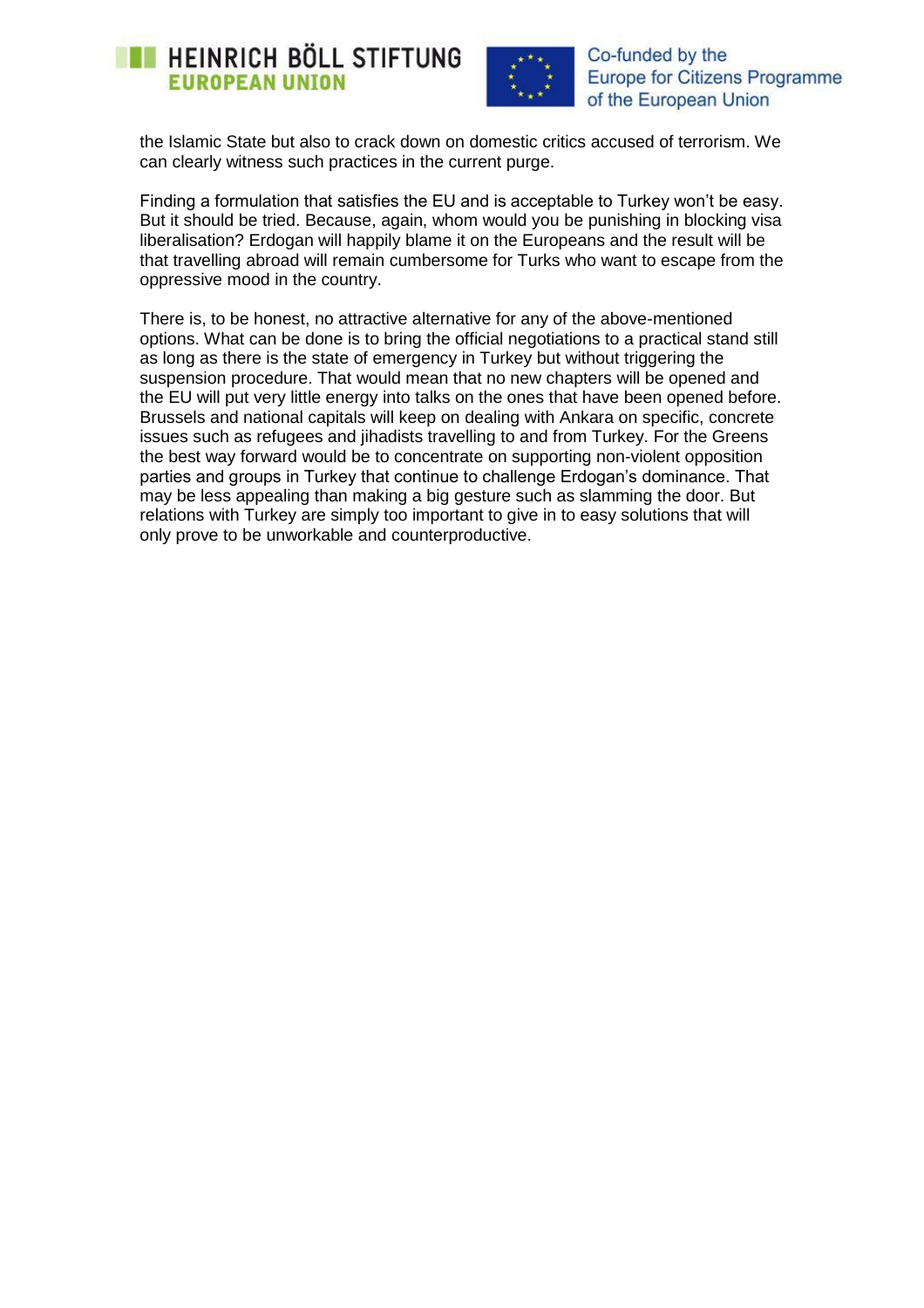the Islamic State but also to crack down on domestic critics accused of terrorism. We can clearly witness such practices in the current purge.

Finding a formulation that satisfies the EU and is acceptable to Turkey won't be easy. But it should be tried. Because, again, whom would you be punishing in blocking visa liberalisation? Erdogan will happily blame it on the Europeans and the result will be that travelling abroad will remain cumbersome for Turks who want to escape from the oppressive mood in the country.

There is, to be honest, no attractive alternative for any of the above-mentioned options. What can be done is to bring the official negotiations to a practical stand still as long as there is the state of emergency in Turkey but without triggering the suspension procedure. That would mean that no new chapters will be opened and the EU will put very little energy into talks on the ones that have been opened before. Brussels and national capitals will keep on dealing with Ankara on specific, concrete issues such as refugees and jihadists travelling to and from Turkey. For the Greens the best way forward would be to concentrate on supporting non-violent opposition parties and groups in Turkey that continue to challenge Erdogan's dominance. That may be less appealing than making a big gesture such as slamming the door. But relations with Turkey are simply too important to give in to easy solutions that will only prove to be unworkable and counterproductive.